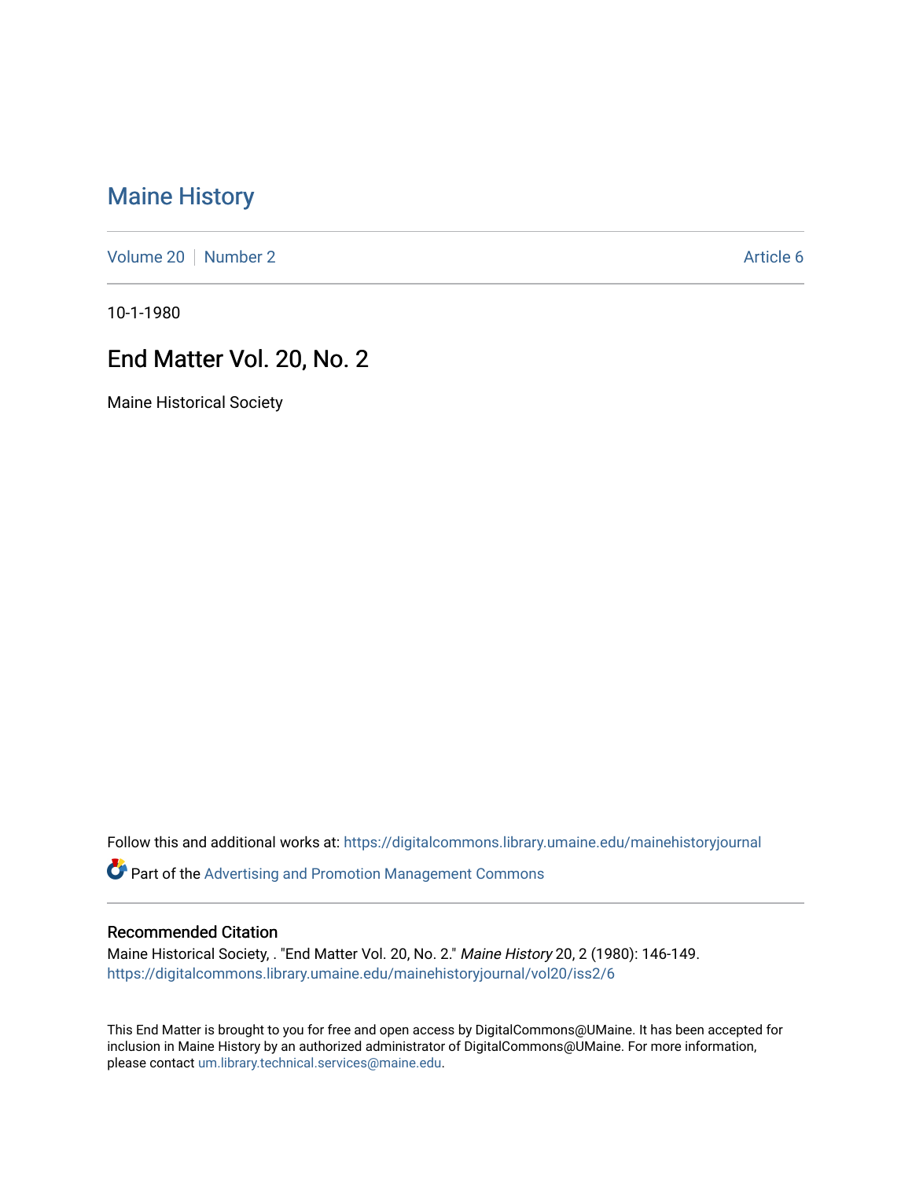# Maine History

Volume 20 | Number 2 Article 6

10-1-1980

## End Matter Vol. 20, No. 2

Maine Historical Society

Follow this and additional works at: https://digitalcommons.library.umaine.edu/mainehistoryjournal

Part of the Advertising and Promotion Management Commons

### Recommended Citation

Maine Historical Society, . "End Matter Vol. 20, No. 2." *Maine History* 20, 2 (1980): 146-149. https://digitalcommons.library.umaine.edu/mainehistoryjournal/vol20/iss2/6

This End Matter is brought to you for free and open access by DigitalCommons@UMaine. It has been accepted for inclusion in Maine History by an authorized administrator of DigitalCommons@UMaine. For more information, please contact um.library.technical.services@maine.edu.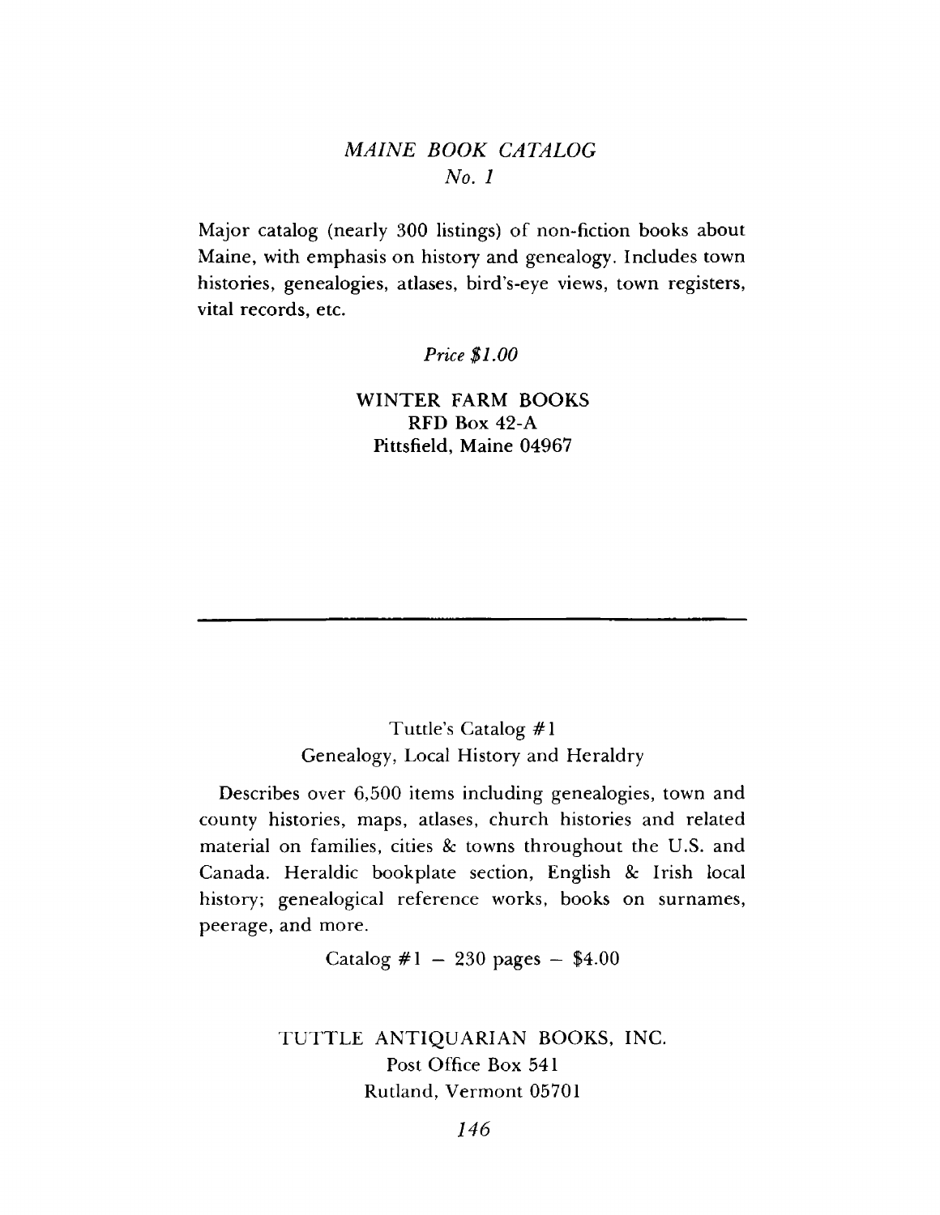## *MAINE BOOK CATALOG*
## *No. 1*

Major catalog (nearly 300 listings) of non-fiction books about Maine, with emphasis on history and genealogy. Includes town histories, genealogies, atlases, bird's-eye views, town registers, vital records, etc.

*Price $1.00*

**WINTER FARM BOOKS**
**RFD Box 42-A**
**Pittsfield, Maine 04967**

---

## Tuttle's Catalog #1
## Genealogy, Local History and Heraldry

Describes over 6,500 items including genealogies, town and county histories, maps, atlases, church histories and related material on families, cities & towns throughout the U.S. and Canada. Heraldic bookplate section, English & Irish local history; genealogical reference works, books on surnames, peerage, and more.

Catalog #1 – 230 pages – $4.00

TUTTLE ANTIQUARIAN BOOKS, INC.
Post Office Box 541
Rutland, Vermont 05701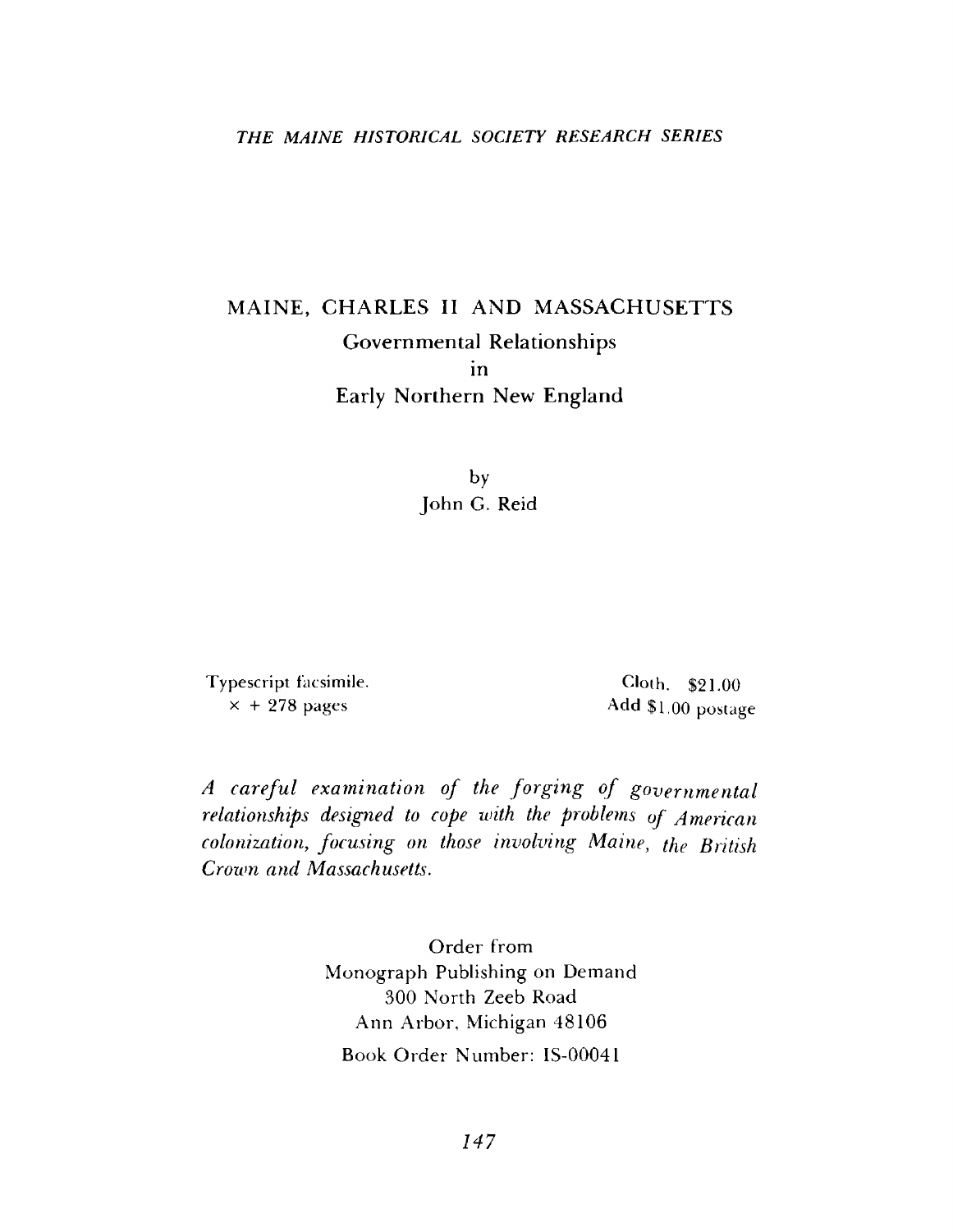*THE MAINE HISTORICAL SOCIETY RESEARCH SERIES*

# MAINE, CHARLES II AND MASSACHUSETTS

## Governmental Relationships in Early Northern New England

by
John G. Reid

Typescript facsimile.
x + 278 pages

Cloth. $21.00
Add $1.00 postage

*A careful examination of the forging of governmental relationships designed to cope with the problems of American colonization, focusing on those involving Maine, the British Crown and Massachusetts.*

Order from
Monograph Publishing on Demand
300 North Zeeb Road
Ann Arbor, Michigan 48106
Book Order Number: IS-00041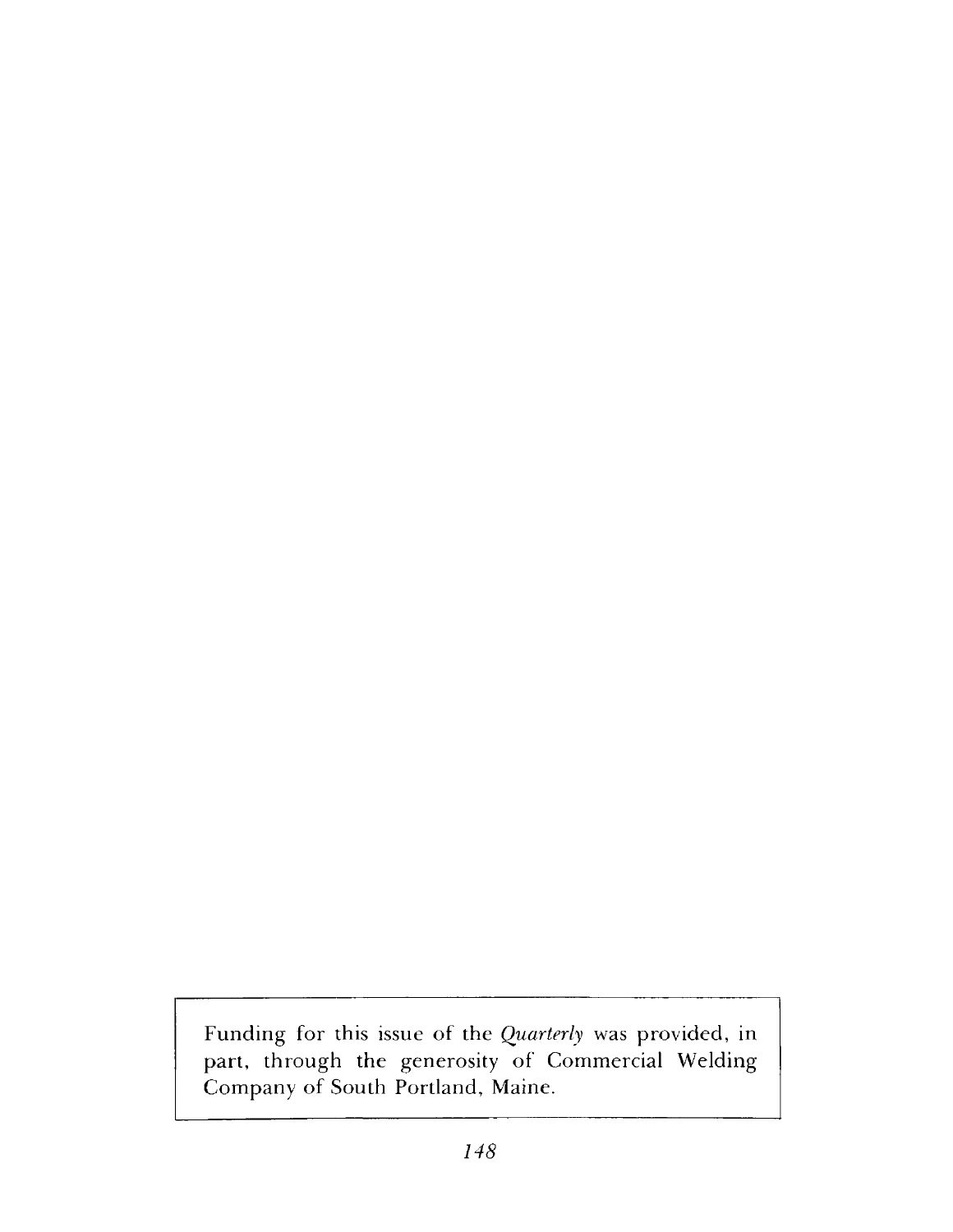Funding for this issue of the *Quarterly* was provided, in part, through the generosity of Commercial Welding Company of South Portland, Maine.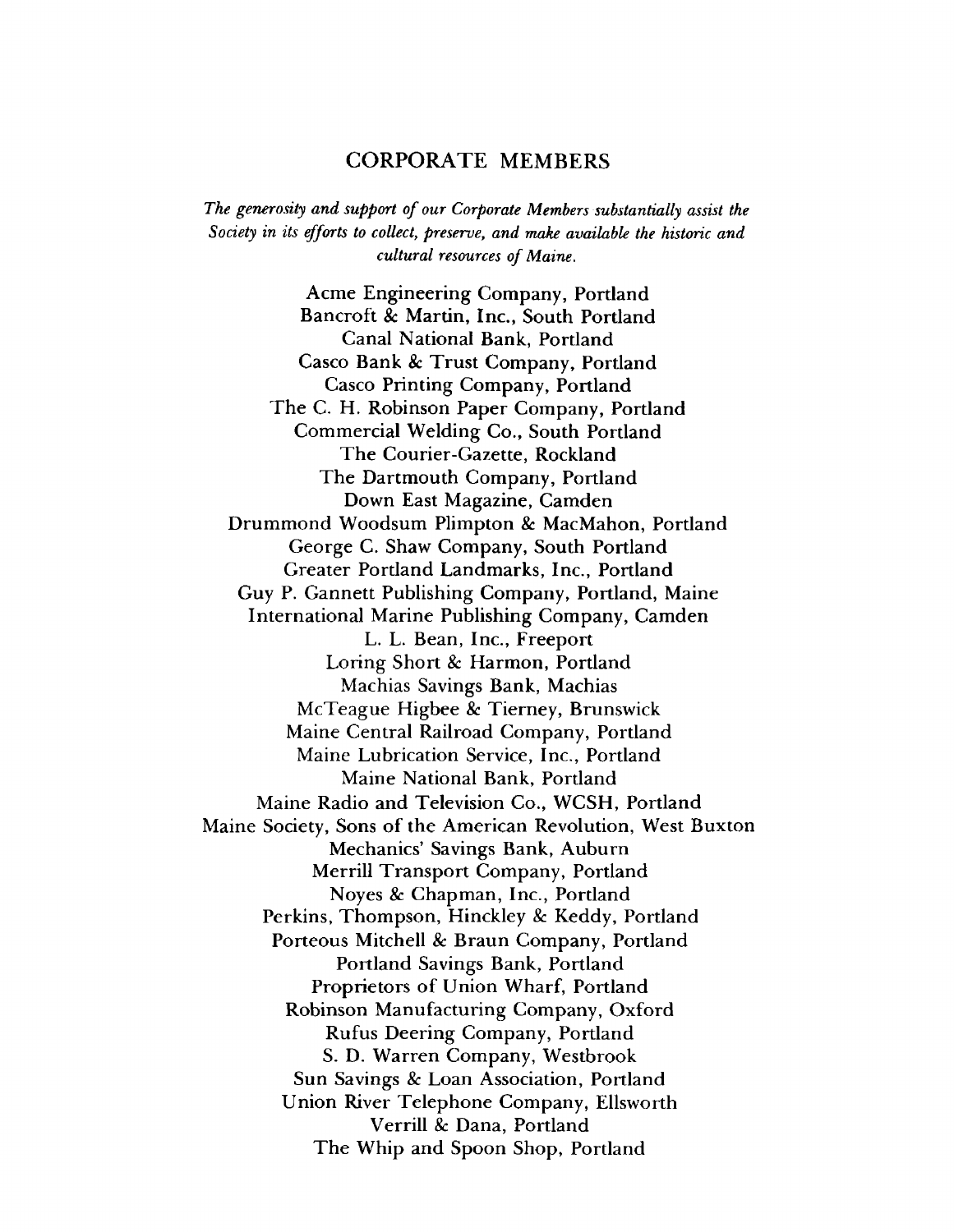## CORPORATE MEMBERS

*The generosity and support of our Corporate Members substantially assist the Society in its efforts to collect, preserve, and make available the historic and cultural resources of Maine.*

Acme Engineering Company, Portland
Bancroft & Martin, Inc., South Portland
Canal National Bank, Portland
Casco Bank & Trust Company, Portland
Casco Printing Company, Portland
The C. H. Robinson Paper Company, Portland
Commercial Welding Co., South Portland
The Courier-Gazette, Rockland
The Dartmouth Company, Portland
Down East Magazine, Camden
Drummond Woodsum Plimpton & MacMahon, Portland
George C. Shaw Company, South Portland
Greater Portland Landmarks, Inc., Portland
Guy P. Gannett Publishing Company, Portland, Maine
International Marine Publishing Company, Camden
L. L. Bean, Inc., Freeport
Loring Short & Harmon, Portland
Machias Savings Bank, Machias
McTeague Higbee & Tierney, Brunswick
Maine Central Railroad Company, Portland
Maine Lubrication Service, Inc., Portland
Maine National Bank, Portland
Maine Radio and Television Co., WCSH, Portland
Maine Society, Sons of the American Revolution, West Buxton
Mechanics' Savings Bank, Auburn
Merrill Transport Company, Portland
Noyes & Chapman, Inc., Portland
Perkins, Thompson, Hinckley & Keddy, Portland
Porteous Mitchell & Braun Company, Portland
Portland Savings Bank, Portland
Proprietors of Union Wharf, Portland
Robinson Manufacturing Company, Oxford
Rufus Deering Company, Portland
S. D. Warren Company, Westbrook
Sun Savings & Loan Association, Portland
Union River Telephone Company, Ellsworth
Verrill & Dana, Portland
The Whip and Spoon Shop, Portland